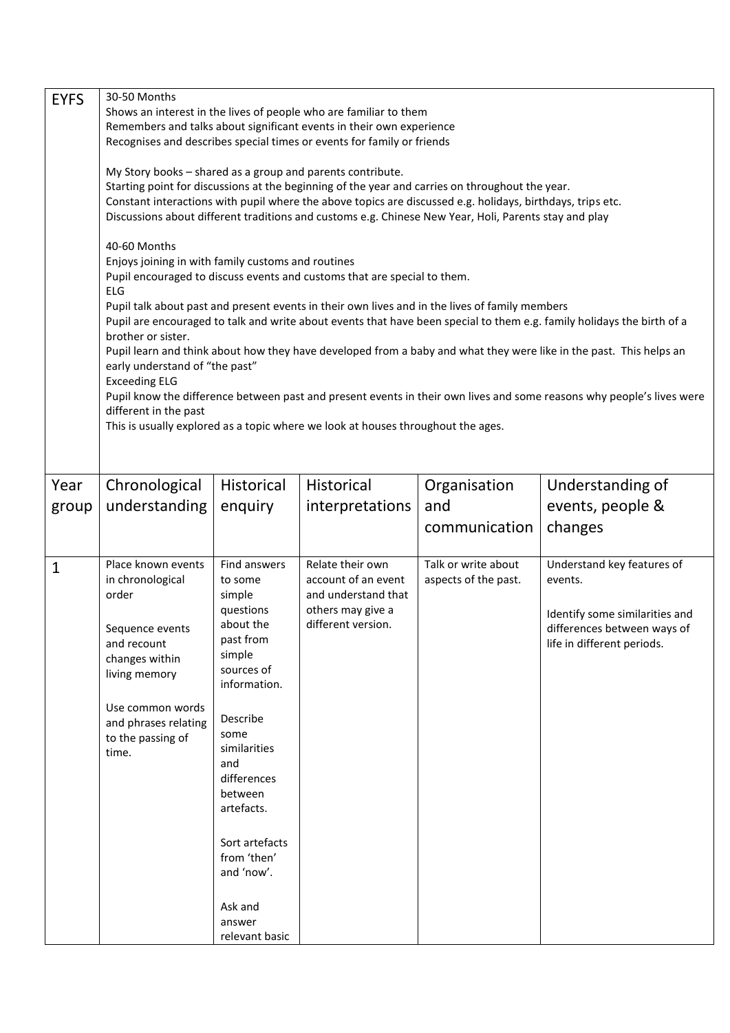| EYFS | 30-50 Months<br>Shows an interest in the lives of people who are familiar to them<br>Remembers and talks about significant events in their own experience<br>Recognises and describes special times or events for family or friends<br><br>My Story books – shared as a group and parents contribute.<br>Starting point for discussions at the beginning of the year and carries on throughout the year.<br>Constant interactions with pupil where the above topics are discussed e.g. holidays, birthdays, trips etc.<br>Discussions about different traditions and customs e.g. Chinese New Year, Holi, Parents stay and play<br><br>40-60 Months<br>Enjoys joining in with family customs and routines<br>Pupil encouraged to discuss events and customs that are special to them.<br>ELG<br>Pupil talk about past and present events in their own lives and in the lives of family members<br>Pupil are encouraged to talk and write about events that have been special to them e.g. family holidays the birth of a brother or sister.<br>Pupil learn and think about how they have developed from a baby and what they were like in the past. This helps an early understand of "the past"<br>Exceeding ELG<br>Pupil know the difference between past and present events in their own lives and some reasons why people's lives were different in the past<br>This is usually explored as a topic where we look at houses throughout the ages. | | | | |
|---|---|---|---|---|---|
| **Year group** | **Chronological understanding** | **Historical enquiry** | **Historical interpretations** | **Organisation and communication** | **Understanding of events, people & changes** |
| 1 | Place known events in chronological order<br><br>Sequence events and recount changes within living memory<br><br>Use common words and phrases relating to the passing of time. | Find answers to some simple questions about the past from simple sources of information.<br><br>Describe some similarities and differences between artefacts.<br><br>Sort artefacts from 'then' and 'now'.<br><br>Ask and answer relevant basic | Relate their own account of an event and understand that others may give a different version. | Talk or write about aspects of the past. | Understand key features of events.<br><br>Identify some similarities and differences between ways of life in different periods. |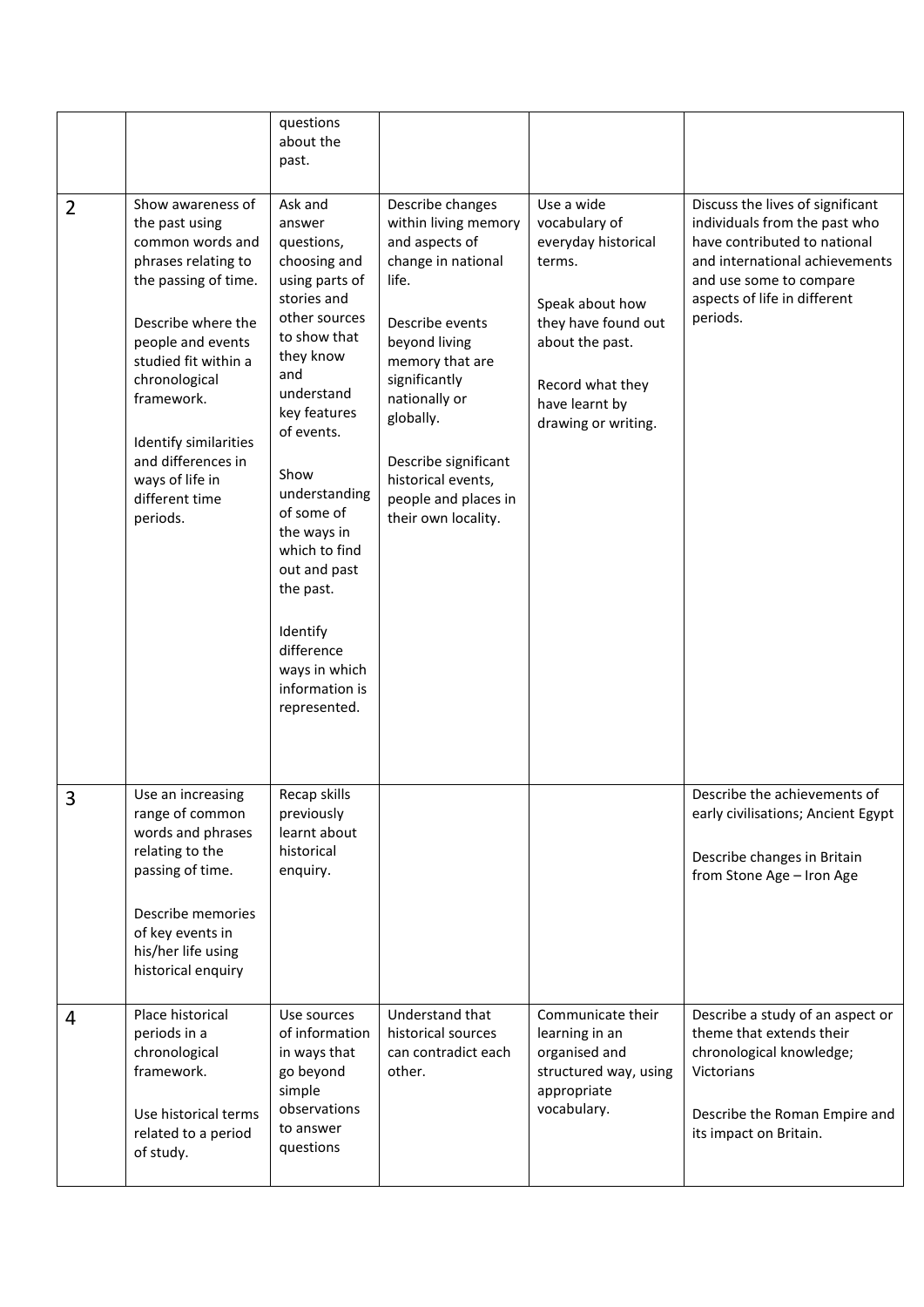| | | | | | |
|---|---|---|---|---|---|
| | | questions about the past. | | | |
| 2 | Show awareness of the past using common words and phrases relating to the passing of time.<br><br>Describe where the people and events studied fit within a chronological framework.<br><br>Identify similarities and differences in ways of life in different time periods. | Ask and answer questions, choosing and using parts of stories and other sources to show that they know and understand key features of events.<br><br>Show understanding of some of the ways in which to find out and past the past.<br><br>Identify difference ways in which information is represented. | Describe changes within living memory and aspects of change in national life.<br><br>Describe events beyond living memory that are significantly nationally or globally.<br><br>Describe significant historical events, people and places in their own locality. | Use a wide vocabulary of everyday historical terms.<br><br>Speak about how they have found out about the past.<br><br>Record what they have learnt by drawing or writing. | Discuss the lives of significant individuals from the past who have contributed to national and international achievements and use some to compare aspects of life in different periods. |
| 3 | Use an increasing range of common words and phrases relating to the passing of time.<br><br>Describe memories of key events in his/her life using historical enquiry | Recap skills previously learnt about historical enquiry. | | | Describe the achievements of early civilisations; Ancient Egypt<br><br>Describe changes in Britain from Stone Age – Iron Age |
| 4 | Place historical periods in a chronological framework.<br><br>Use historical terms related to a period of study. | Use sources of information in ways that go beyond simple observations to answer questions | Understand that historical sources can contradict each other. | Communicate their learning in an organised and structured way, using appropriate vocabulary. | Describe a study of an aspect or theme that extends their chronological knowledge; Victorians<br><br>Describe the Roman Empire and its impact on Britain. |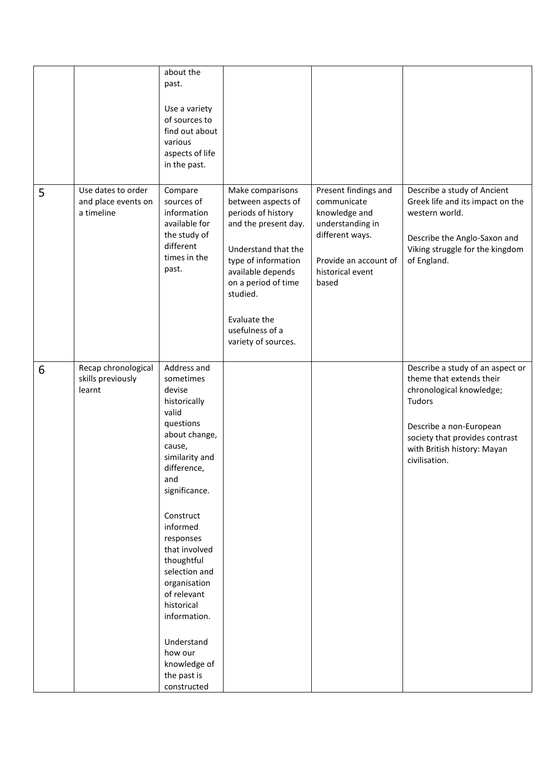|  |  |  |  |  |  |
|---|---|---|---|---|---|
|  |  | about the past.<br><br>Use a variety of sources to find out about various aspects of life in the past. |  |  |  |
| 5 | Use dates to order and place events on a timeline | Compare sources of information available for the study of different times in the past. | Make comparisons between aspects of periods of history and the present day.<br><br>Understand that the type of information available depends on a period of time studied.<br><br>Evaluate the usefulness of a variety of sources. | Present findings and communicate knowledge and understanding in different ways.<br><br>Provide an account of historical event based | Describe a study of Ancient Greek life and its impact on the western world.<br><br>Describe the Anglo-Saxon and Viking struggle for the kingdom of England. |
| 6 | Recap chronological skills previously learnt | Address and sometimes devise historically valid questions about change, cause, similarity and difference, and significance.<br><br>Construct informed responses that involved thoughtful selection and organisation of relevant historical information.<br><br>Understand how our knowledge of the past is constructed |  |  | Describe a study of an aspect or theme that extends their chronological knowledge; Tudors<br><br>Describe a non-European society that provides contrast with British history: Mayan civilisation. |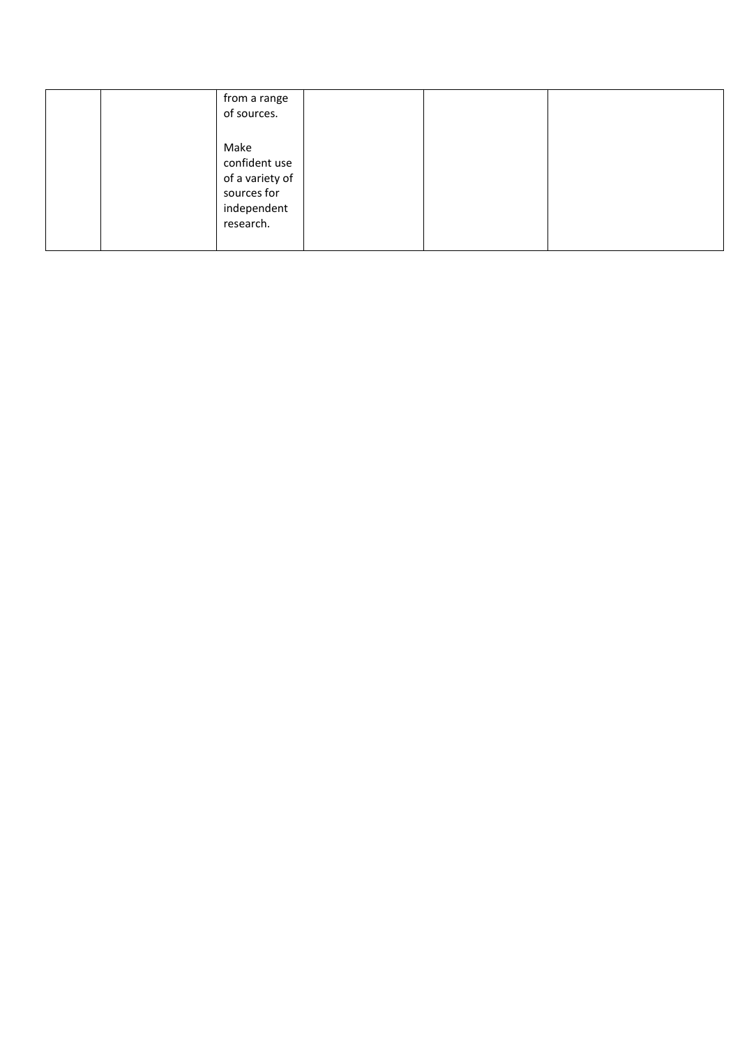| | | | | | |
|---|---|---|---|---|---|
| | | from a range of sources.<br><br>Make confident use of a variety of sources for independent research. | | | |